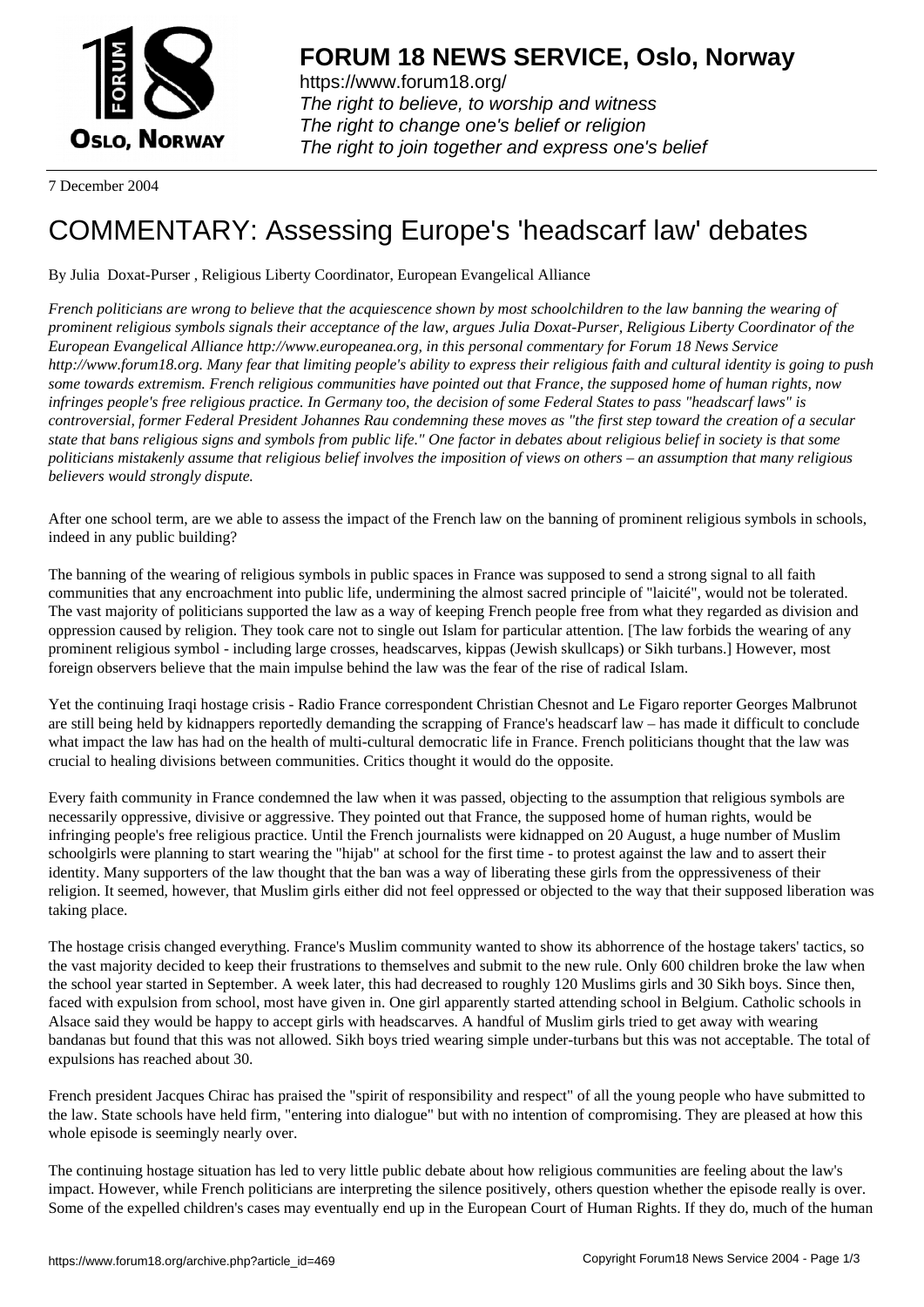# FORUM 18 NEWS SERVICE, Oslo, Norway

https://www.forum18.org/
*The right to believe, to worship and witness*
*The right to change one's belief or religion*
*The right to join together and express one's belief*

7 December 2004

# COMMENTARY: Assessing Europe's 'headscarf law' debates

By Julia Doxat-Purser , Religious Liberty Coordinator, European Evangelical Alliance

*French politicians are wrong to believe that the acquiescence shown by most schoolchildren to the law banning the wearing of prominent religious symbols signals their acceptance of the law, argues Julia Doxat-Purser, Religious Liberty Coordinator of the European Evangelical Alliance http://www.europeanea.org, in this personal commentary for Forum 18 News Service http://www.forum18.org. Many fear that limiting people's ability to express their religious faith and cultural identity is going to push some towards extremism. French religious communities have pointed out that France, the supposed home of human rights, now infringes people's free religious practice. In Germany too, the decision of some Federal States to pass "headscarf laws" is controversial, former Federal President Johannes Rau condemning these moves as "the first step toward the creation of a secular state that bans religious signs and symbols from public life." One factor in debates about religious belief in society is that some politicians mistakenly assume that religious belief involves the imposition of views on others – an assumption that many religious believers would strongly dispute.*

After one school term, are we able to assess the impact of the French law on the banning of prominent religious symbols in schools, indeed in any public building?

The banning of the wearing of religious symbols in public spaces in France was supposed to send a strong signal to all faith communities that any encroachment into public life, undermining the almost sacred principle of "laicité", would not be tolerated. The vast majority of politicians supported the law as a way of keeping French people free from what they regarded as division and oppression caused by religion. They took care not to single out Islam for particular attention. [The law forbids the wearing of any prominent religious symbol - including large crosses, headscarves, kippas (Jewish skullcaps) or Sikh turbans.] However, most foreign observers believe that the main impulse behind the law was the fear of the rise of radical Islam.

Yet the continuing Iraqi hostage crisis - Radio France correspondent Christian Chesnot and Le Figaro reporter Georges Malbrunot are still being held by kidnappers reportedly demanding the scrapping of France's headscarf law – has made it difficult to conclude what impact the law has had on the health of multi-cultural democratic life in France. French politicians thought that the law was crucial to healing divisions between communities. Critics thought it would do the opposite.

Every faith community in France condemned the law when it was passed, objecting to the assumption that religious symbols are necessarily oppressive, divisive or aggressive. They pointed out that France, the supposed home of human rights, would be infringing people's free religious practice. Until the French journalists were kidnapped on 20 August, a huge number of Muslim schoolgirls were planning to start wearing the "hijab" at school for the first time - to protest against the law and to assert their identity. Many supporters of the law thought that the ban was a way of liberating these girls from the oppressiveness of their religion. It seemed, however, that Muslim girls either did not feel oppressed or objected to the way that their supposed liberation was taking place.

The hostage crisis changed everything. France's Muslim community wanted to show its abhorrence of the hostage takers' tactics, so the vast majority decided to keep their frustrations to themselves and submit to the new rule. Only 600 children broke the law when the school year started in September. A week later, this had decreased to roughly 120 Muslims girls and 30 Sikh boys. Since then, faced with expulsion from school, most have given in. One girl apparently started attending school in Belgium. Catholic schools in Alsace said they would be happy to accept girls with headscarves. A handful of Muslim girls tried to get away with wearing bandanas but found that this was not allowed. Sikh boys tried wearing simple under-turbans but this was not acceptable. The total of expulsions has reached about 30.

French president Jacques Chirac has praised the "spirit of responsibility and respect" of all the young people who have submitted to the law. State schools have held firm, "entering into dialogue" but with no intention of compromising. They are pleased at how this whole episode is seemingly nearly over.

The continuing hostage situation has led to very little public debate about how religious communities are feeling about the law's impact. However, while French politicians are interpreting the silence positively, others question whether the episode really is over. Some of the expelled children's cases may eventually end up in the European Court of Human Rights. If they do, much of the human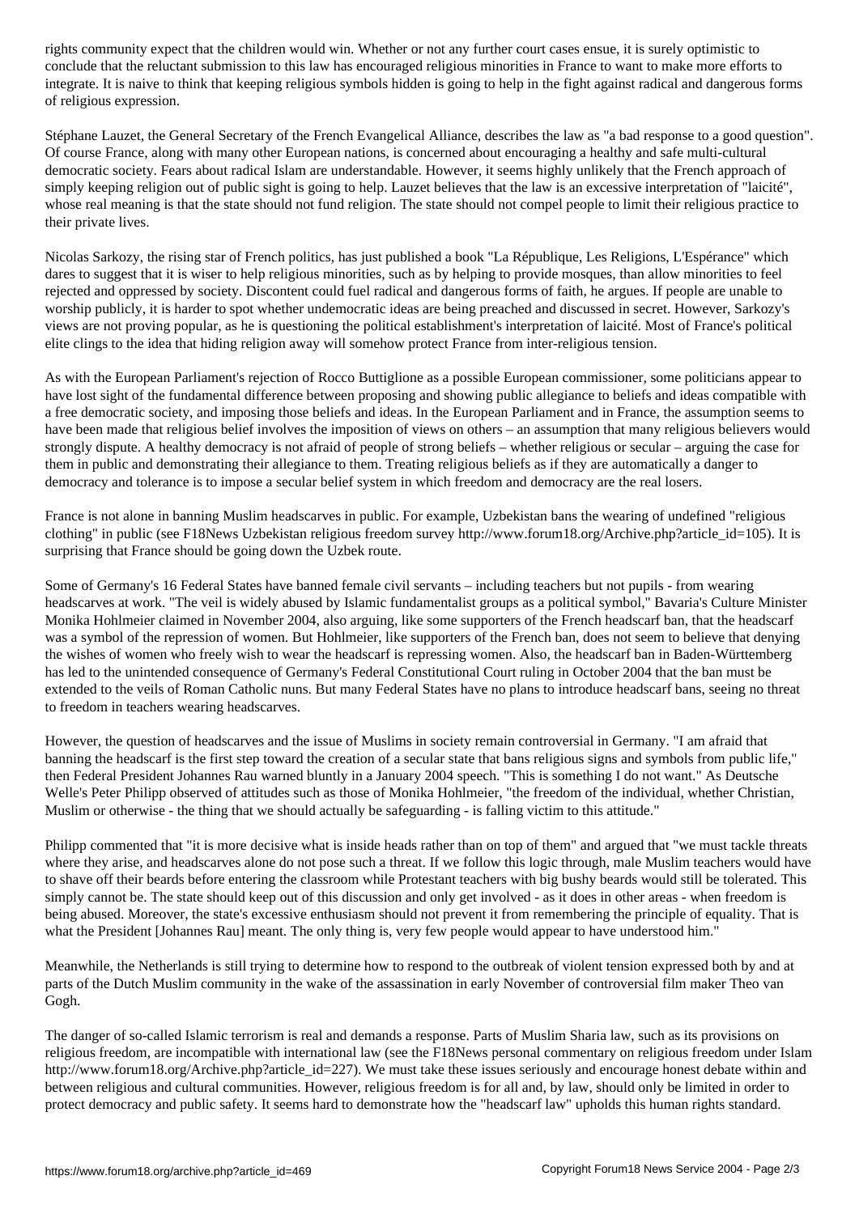rights community expect that the children would win. Whether or not any further court cases ensue, it is surely optimistic to conclude that the reluctant submission to this law has encouraged religious minorities in France to want to make more efforts to integrate. It is naive to think that keeping religious symbols hidden is going to help in the fight against radical and dangerous forms of religious expression.

Stéphane Lauzet, the General Secretary of the French Evangelical Alliance, describes the law as "a bad response to a good question". Of course France, along with many other European nations, is concerned about encouraging a healthy and safe multi-cultural democratic society. Fears about radical Islam are understandable. However, it seems highly unlikely that the French approach of simply keeping religion out of public sight is going to help. Lauzet believes that the law is an excessive interpretation of "laicité", whose real meaning is that the state should not fund religion. The state should not compel people to limit their religious practice to their private lives.

Nicolas Sarkozy, the rising star of French politics, has just published a book "La République, Les Religions, L'Espérance" which dares to suggest that it is wiser to help religious minorities, such as by helping to provide mosques, than allow minorities to feel rejected and oppressed by society. Discontent could fuel radical and dangerous forms of faith, he argues. If people are unable to worship publicly, it is harder to spot whether undemocratic ideas are being preached and discussed in secret. However, Sarkozy's views are not proving popular, as he is questioning the political establishment's interpretation of laicité. Most of France's political elite clings to the idea that hiding religion away will somehow protect France from inter-religious tension.

As with the European Parliament's rejection of Rocco Buttiglione as a possible European commissioner, some politicians appear to have lost sight of the fundamental difference between proposing and showing public allegiance to beliefs and ideas compatible with a free democratic society, and imposing those beliefs and ideas. In the European Parliament and in France, the assumption seems to have been made that religious belief involves the imposition of views on others – an assumption that many religious believers would strongly dispute. A healthy democracy is not afraid of people of strong beliefs – whether religious or secular – arguing the case for them in public and demonstrating their allegiance to them. Treating religious beliefs as if they are automatically a danger to democracy and tolerance is to impose a secular belief system in which freedom and democracy are the real losers.

France is not alone in banning Muslim headscarves in public. For example, Uzbekistan bans the wearing of undefined "religious clothing" in public (see F18News Uzbekistan religious freedom survey http://www.forum18.org/Archive.php?article_id=105). It is surprising that France should be going down the Uzbek route.

Some of Germany's 16 Federal States have banned female civil servants – including teachers but not pupils - from wearing headscarves at work. "The veil is widely abused by Islamic fundamentalist groups as a political symbol," Bavaria's Culture Minister Monika Hohlmeier claimed in November 2004, also arguing, like some supporters of the French headscarf ban, that the headscarf was a symbol of the repression of women. But Hohlmeier, like supporters of the French ban, does not seem to believe that denying the wishes of women who freely wish to wear the headscarf is repressing women. Also, the headscarf ban in Baden-Württemberg has led to the unintended consequence of Germany's Federal Constitutional Court ruling in October 2004 that the ban must be extended to the veils of Roman Catholic nuns. But many Federal States have no plans to introduce headscarf bans, seeing no threat to freedom in teachers wearing headscarves.

However, the question of headscarves and the issue of Muslims in society remain controversial in Germany. "I am afraid that banning the headscarf is the first step toward the creation of a secular state that bans religious signs and symbols from public life," then Federal President Johannes Rau warned bluntly in a January 2004 speech. "This is something I do not want." As Deutsche Welle's Peter Philipp observed of attitudes such as those of Monika Hohlmeier, "the freedom of the individual, whether Christian, Muslim or otherwise - the thing that we should actually be safeguarding - is falling victim to this attitude."

Philipp commented that "it is more decisive what is inside heads rather than on top of them" and argued that "we must tackle threats where they arise, and headscarves alone do not pose such a threat. If we follow this logic through, male Muslim teachers would have to shave off their beards before entering the classroom while Protestant teachers with big bushy beards would still be tolerated. This simply cannot be. The state should keep out of this discussion and only get involved - as it does in other areas - when freedom is being abused. Moreover, the state's excessive enthusiasm should not prevent it from remembering the principle of equality. That is what the President [Johannes Rau] meant. The only thing is, very few people would appear to have understood him."

Meanwhile, the Netherlands is still trying to determine how to respond to the outbreak of violent tension expressed both by and at parts of the Dutch Muslim community in the wake of the assassination in early November of controversial film maker Theo van Gogh.

The danger of so-called Islamic terrorism is real and demands a response. Parts of Muslim Sharia law, such as its provisions on religious freedom, are incompatible with international law (see the F18News personal commentary on religious freedom under Islam http://www.forum18.org/Archive.php?article_id=227). We must take these issues seriously and encourage honest debate within and between religious and cultural communities. However, religious freedom is for all and, by law, should only be limited in order to protect democracy and public safety. It seems hard to demonstrate how the "headscarf law" upholds this human rights standard.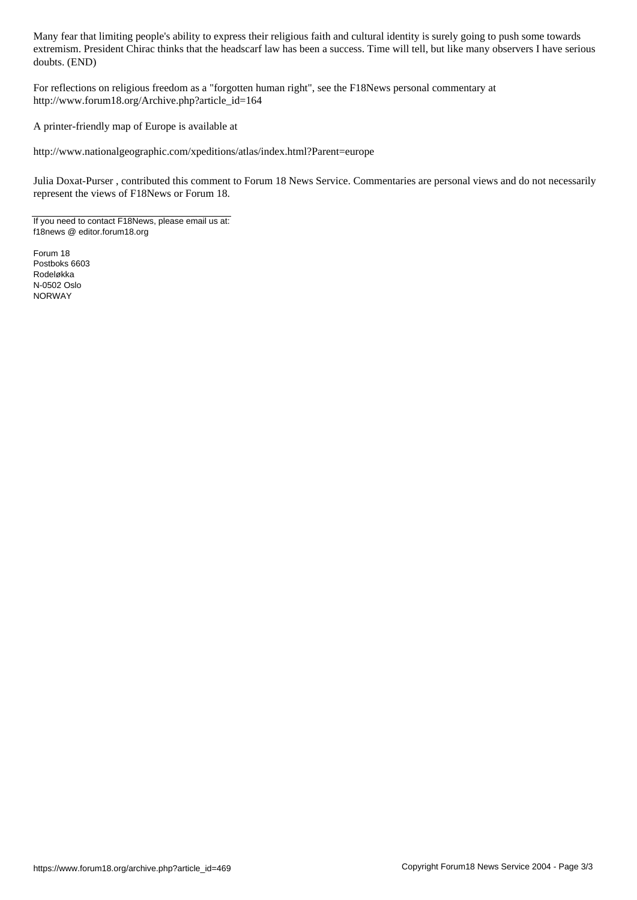Many fear that limiting people's ability to express their religious faith and cultural identity is surely going to push some towards extremism. President Chirac thinks that the headscarf law has been a success. Time will tell, but like many observers I have serious doubts. (END)

For reflections on religious freedom as a "forgotten human right", see the F18News personal commentary at http://www.forum18.org/Archive.php?article_id=164

A printer-friendly map of Europe is available at

http://www.nationalgeographic.com/xpeditions/atlas/index.html?Parent=europe

Julia Doxat-Purser , contributed this comment to Forum 18 News Service. Commentaries are personal views and do not necessarily represent the views of F18News or Forum 18.

---

If you need to contact F18News, please email us at:
f18news @ editor.forum18.org

Forum 18
Postboks 6603
Rodeløkka
N-0502 Oslo
NORWAY